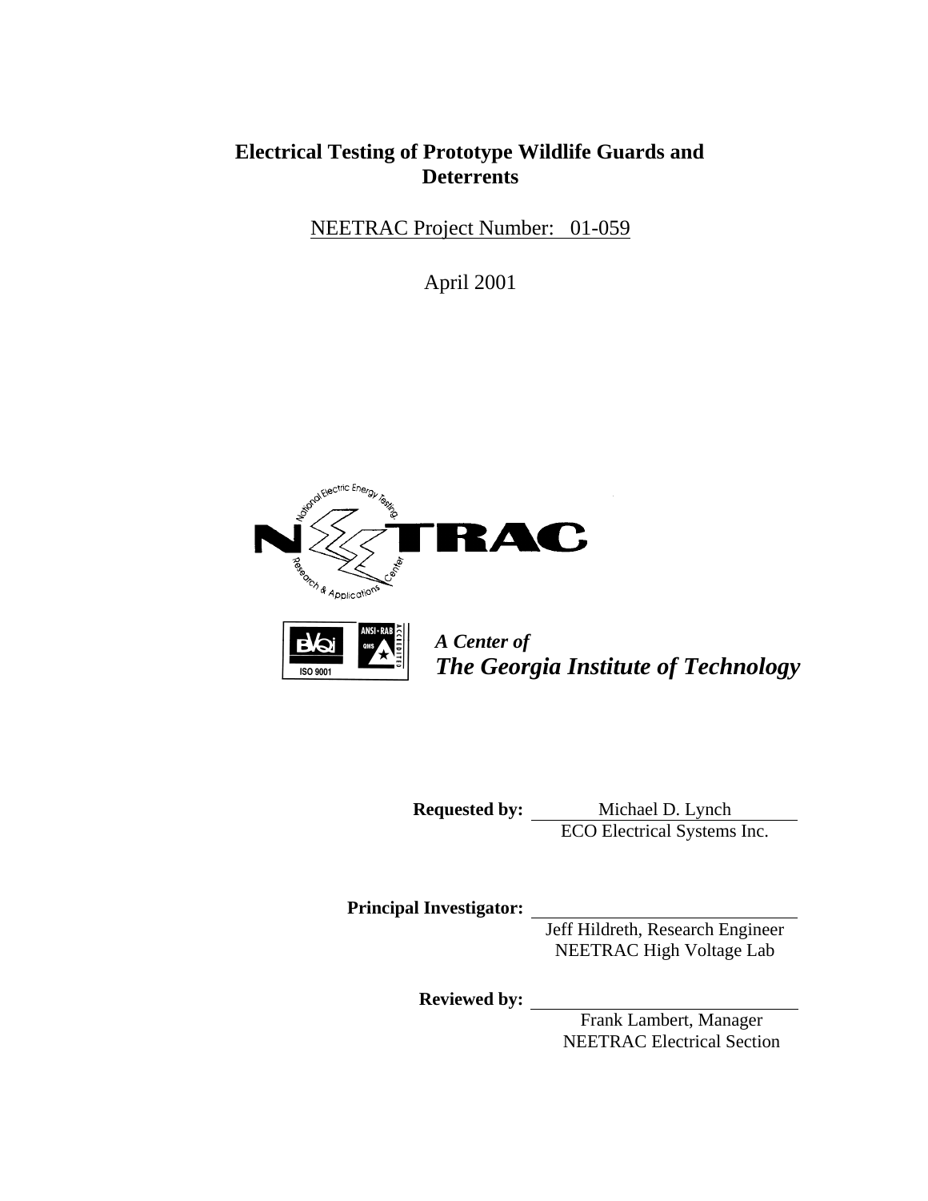# Electrical Testing of Prototype Wildlife Guards and Deterrents

NEETRAC Project Number: 01-059

April 2001

*A Center of*
***The Georgia Institute of Technology***

**Requested by:** Michael D. Lynch
ECO Electrical Systems Inc.

**Principal Investigator:**
Jeff Hildreth, Research Engineer
NEETRAC High Voltage Lab

**Reviewed by:**
Frank Lambert, Manager
NEETRAC Electrical Section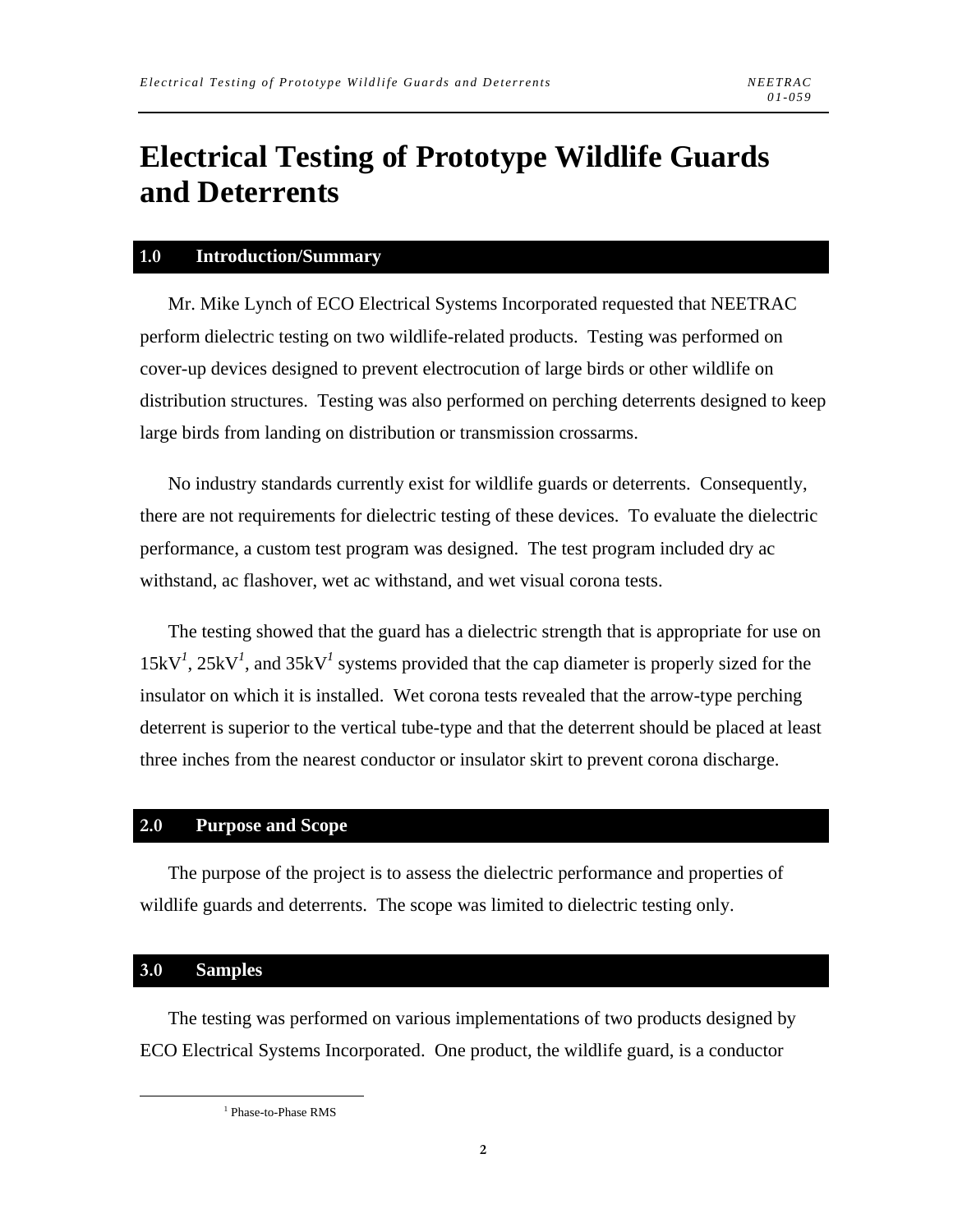# Electrical Testing of Prototype Wildlife Guards and Deterrents

## 1.0 Introduction/Summary

Mr. Mike Lynch of ECO Electrical Systems Incorporated requested that NEETRAC perform dielectric testing on two wildlife-related products. Testing was performed on cover-up devices designed to prevent electrocution of large birds or other wildlife on distribution structures. Testing was also performed on perching deterrents designed to keep large birds from landing on distribution or transmission crossarms.

No industry standards currently exist for wildlife guards or deterrents. Consequently, there are not requirements for dielectric testing of these devices. To evaluate the dielectric performance, a custom test program was designed. The test program included dry ac withstand, ac flashover, wet ac withstand, and wet visual corona tests.

The testing showed that the guard has a dielectric strength that is appropriate for use on 15kV[1], 25kV[1], and 35kV[1] systems provided that the cap diameter is properly sized for the insulator on which it is installed. Wet corona tests revealed that the arrow-type perching deterrent is superior to the vertical tube-type and that the deterrent should be placed at least three inches from the nearest conductor or insulator skirt to prevent corona discharge.

## 2.0 Purpose and Scope

The purpose of the project is to assess the dielectric performance and properties of wildlife guards and deterrents. The scope was limited to dielectric testing only.

## 3.0 Samples

The testing was performed on various implementations of two products designed by ECO Electrical Systems Incorporated. One product, the wildlife guard, is a conductor

[1] Phase-to-Phase RMS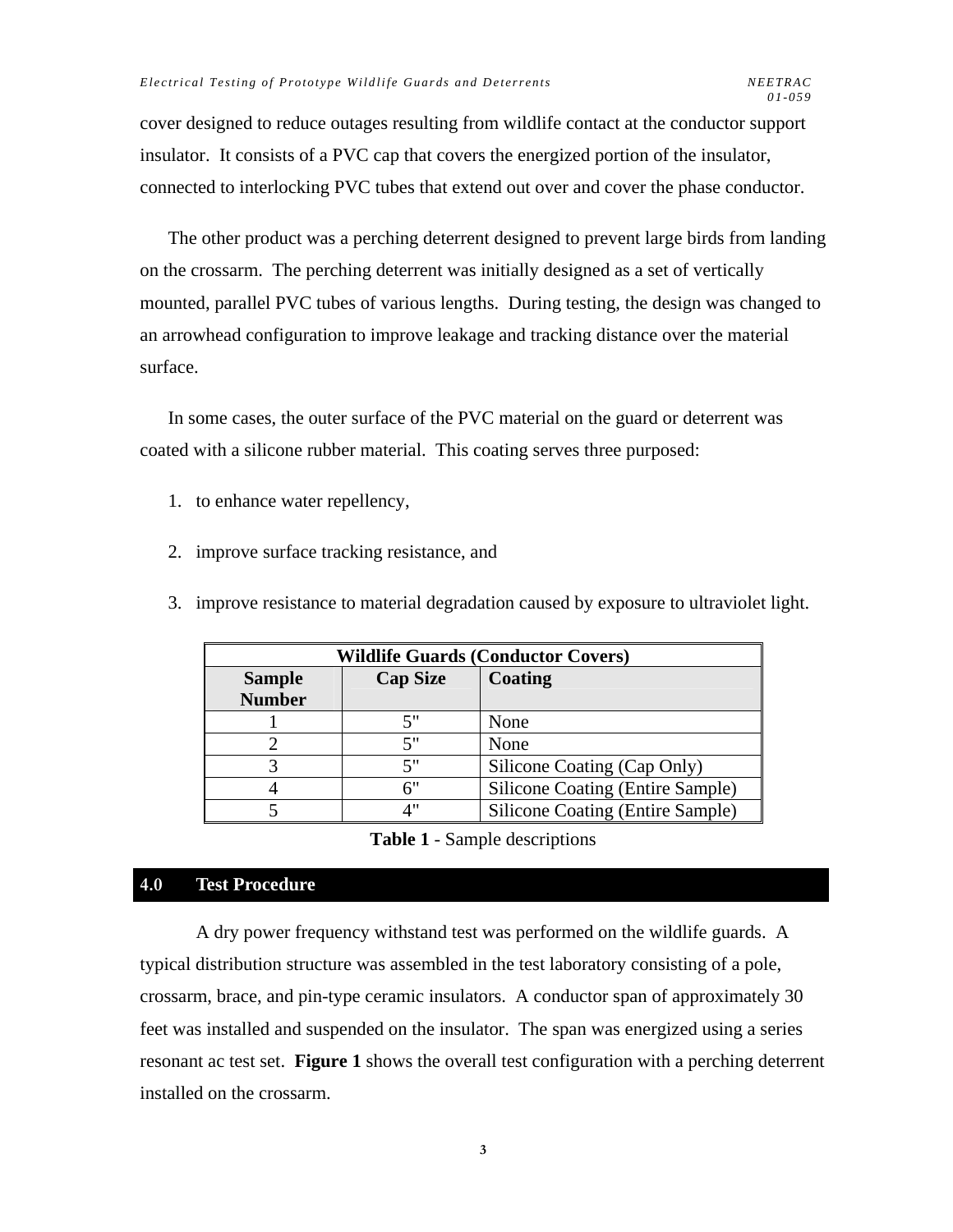cover designed to reduce outages resulting from wildlife contact at the conductor support insulator. It consists of a PVC cap that covers the energized portion of the insulator, connected to interlocking PVC tubes that extend out over and cover the phase conductor.

The other product was a perching deterrent designed to prevent large birds from landing on the crossarm. The perching deterrent was initially designed as a set of vertically mounted, parallel PVC tubes of various lengths. During testing, the design was changed to an arrowhead configuration to improve leakage and tracking distance over the material surface.

In some cases, the outer surface of the PVC material on the guard or deterrent was coated with a silicone rubber material. This coating serves three purposed:

1. to enhance water repellency,
2. improve surface tracking resistance, and
3. improve resistance to material degradation caused by exposure to ultraviolet light.

| Wildlife Guards (Conductor Covers) | | |
|---|---|---|
| **Sample Number** | **Cap Size** | **Coating** |
| 1 | 5" | None |
| 2 | 5" | None |
| 3 | 5" | Silicone Coating (Cap Only) |
| 4 | 6" | Silicone Coating (Entire Sample) |
| 5 | 4" | Silicone Coating (Entire Sample) |

**Table 1** - Sample descriptions

## 4.0 Test Procedure

A dry power frequency withstand test was performed on the wildlife guards. A typical distribution structure was assembled in the test laboratory consisting of a pole, crossarm, brace, and pin-type ceramic insulators. A conductor span of approximately 30 feet was installed and suspended on the insulator. The span was energized using a series resonant ac test set. **Figure 1** shows the overall test configuration with a perching deterrent installed on the crossarm.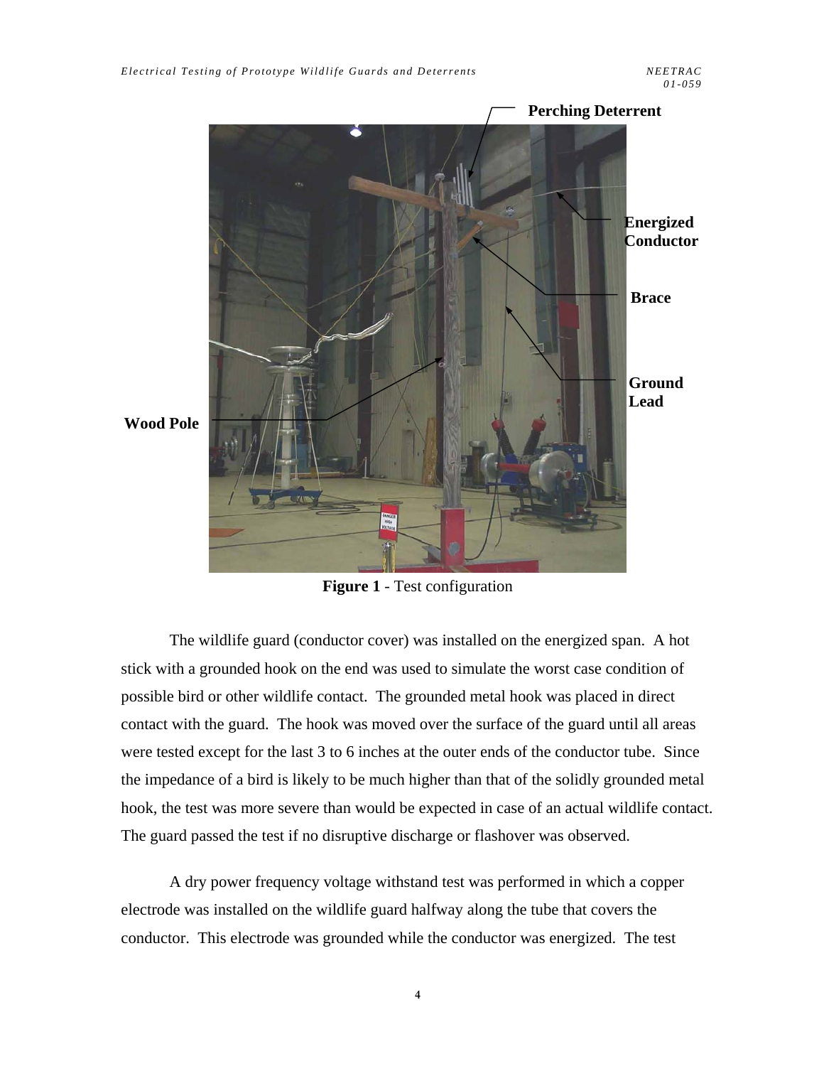Perching Deterrent

Energized Conductor

Brace

Ground Lead

Wood Pole

**Figure 1** - Test configuration

The wildlife guard (conductor cover) was installed on the energized span. A hot stick with a grounded hook on the end was used to simulate the worst case condition of possible bird or other wildlife contact. The grounded metal hook was placed in direct contact with the guard. The hook was moved over the surface of the guard until all areas were tested except for the last 3 to 6 inches at the outer ends of the conductor tube. Since the impedance of a bird is likely to be much higher than that of the solidly grounded metal hook, the test was more severe than would be expected in case of an actual wildlife contact. The guard passed the test if no disruptive discharge or flashover was observed.

A dry power frequency voltage withstand test was performed in which a copper electrode was installed on the wildlife guard halfway along the tube that covers the conductor. This electrode was grounded while the conductor was energized. The test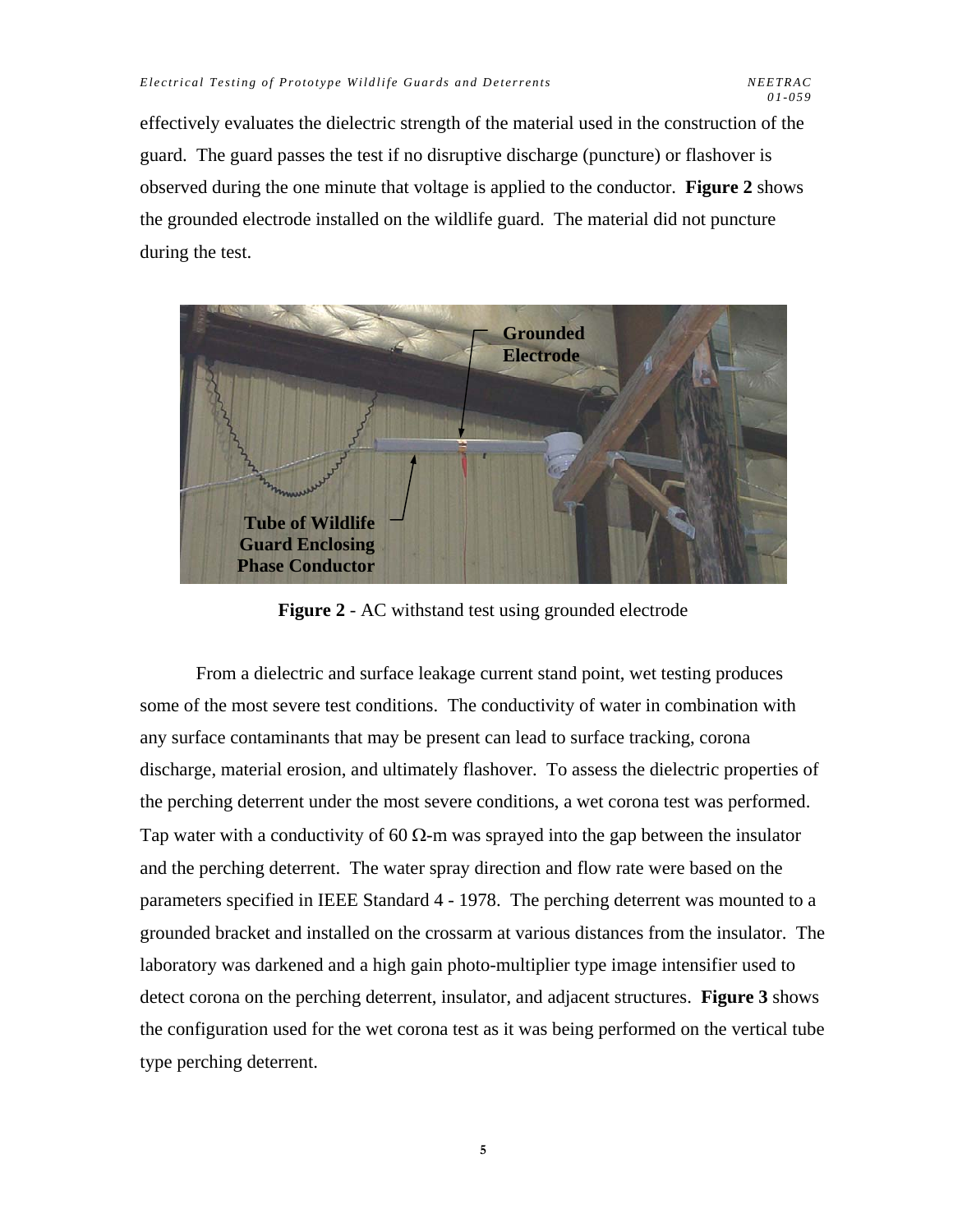effectively evaluates the dielectric strength of the material used in the construction of the guard. The guard passes the test if no disruptive discharge (puncture) or flashover is observed during the one minute that voltage is applied to the conductor. **Figure 2** shows the grounded electrode installed on the wildlife guard. The material did not puncture during the test.

**Figure 2** - AC withstand test using grounded electrode

From a dielectric and surface leakage current stand point, wet testing produces some of the most severe test conditions. The conductivity of water in combination with any surface contaminants that may be present can lead to surface tracking, corona discharge, material erosion, and ultimately flashover. To assess the dielectric properties of the perching deterrent under the most severe conditions, a wet corona test was performed. Tap water with a conductivity of 60 Ω-m was sprayed into the gap between the insulator and the perching deterrent. The water spray direction and flow rate were based on the parameters specified in IEEE Standard 4 - 1978. The perching deterrent was mounted to a grounded bracket and installed on the crossarm at various distances from the insulator. The laboratory was darkened and a high gain photo-multiplier type image intensifier used to detect corona on the perching deterrent, insulator, and adjacent structures. **Figure 3** shows the configuration used for the wet corona test as it was being performed on the vertical tube type perching deterrent.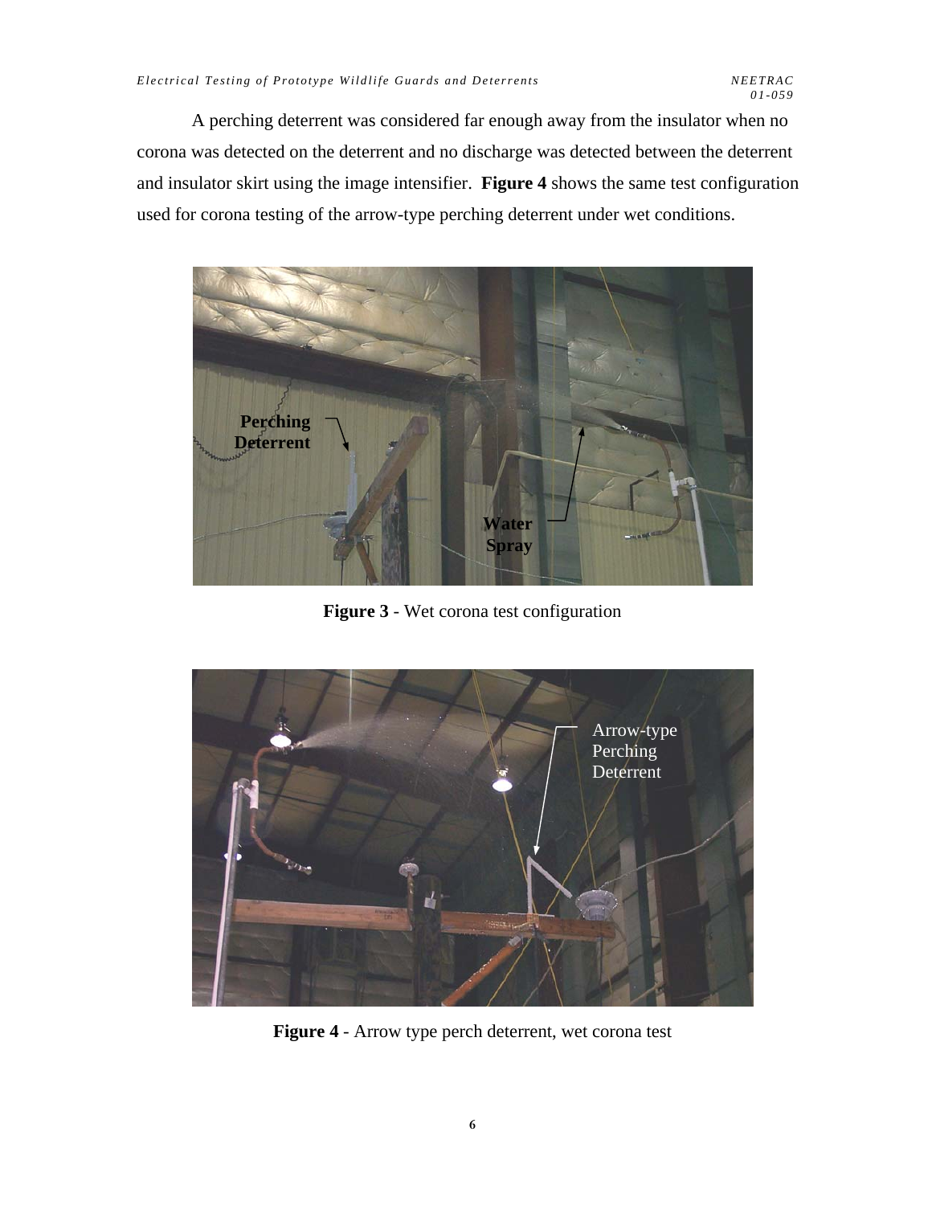A perching deterrent was considered far enough away from the insulator when no corona was detected on the deterrent and no discharge was detected between the deterrent and insulator skirt using the image intensifier. **Figure 4** shows the same test configuration used for corona testing of the arrow-type perching deterrent under wet conditions.

**Figure 3** - Wet corona test configuration

**Figure 4** - Arrow type perch deterrent, wet corona test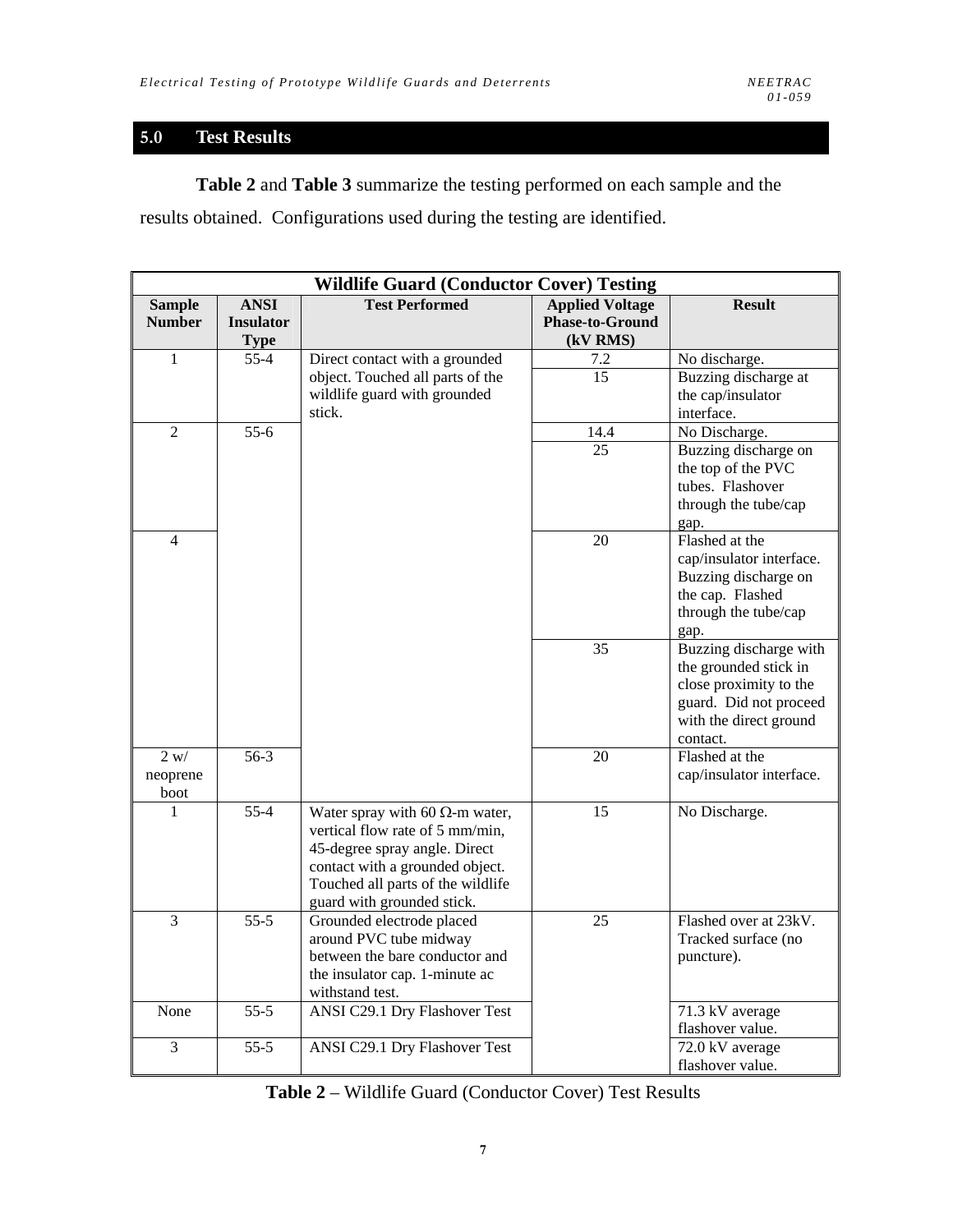## 5.0 Test Results

**Table 2** and **Table 3** summarize the testing performed on each sample and the results obtained. Configurations used during the testing are identified.

| Wildlife Guard (Conductor Cover) Testing | | | | |
|---|---|---|---|---|
| **Sample Number** | **ANSI Insulator Type** | **Test Performed** | **Applied Voltage Phase-to-Ground (kV RMS)** | **Result** |
| 1 | 55-4 | Direct contact with a grounded object. Touched all parts of the wildlife guard with grounded stick. | 7.2 | No discharge. |
| | | | 15 | Buzzing discharge at the cap/insulator interface. |
| 2 | 55-6 | | 14.4 | No Discharge. |
| | | | 25 | Buzzing discharge on the top of the PVC tubes. Flashover through the tube/cap gap. |
| 4 | | | 20 | Flashed at the cap/insulator interface. Buzzing discharge on the cap. Flashed through the tube/cap gap. |
| | | | 35 | Buzzing discharge with the grounded stick in close proximity to the guard. Did not proceed with the direct ground contact. |
| 2 w/ neoprene boot | 56-3 | | 20 | Flashed at the cap/insulator interface. |
| 1 | 55-4 | Water spray with 60 Ω-m water, vertical flow rate of 5 mm/min, 45-degree spray angle. Direct contact with a grounded object. Touched all parts of the wildlife guard with grounded stick. | 15 | No Discharge. |
| 3 | 55-5 | Grounded electrode placed around PVC tube midway between the bare conductor and the insulator cap. 1-minute ac withstand test. | 25 | Flashed over at 23kV. Tracked surface (no puncture). |
| None | 55-5 | ANSI C29.1 Dry Flashover Test | | 71.3 kV average flashover value. |
| 3 | 55-5 | ANSI C29.1 Dry Flashover Test | | 72.0 kV average flashover value. |

**Table 2** – Wildlife Guard (Conductor Cover) Test Results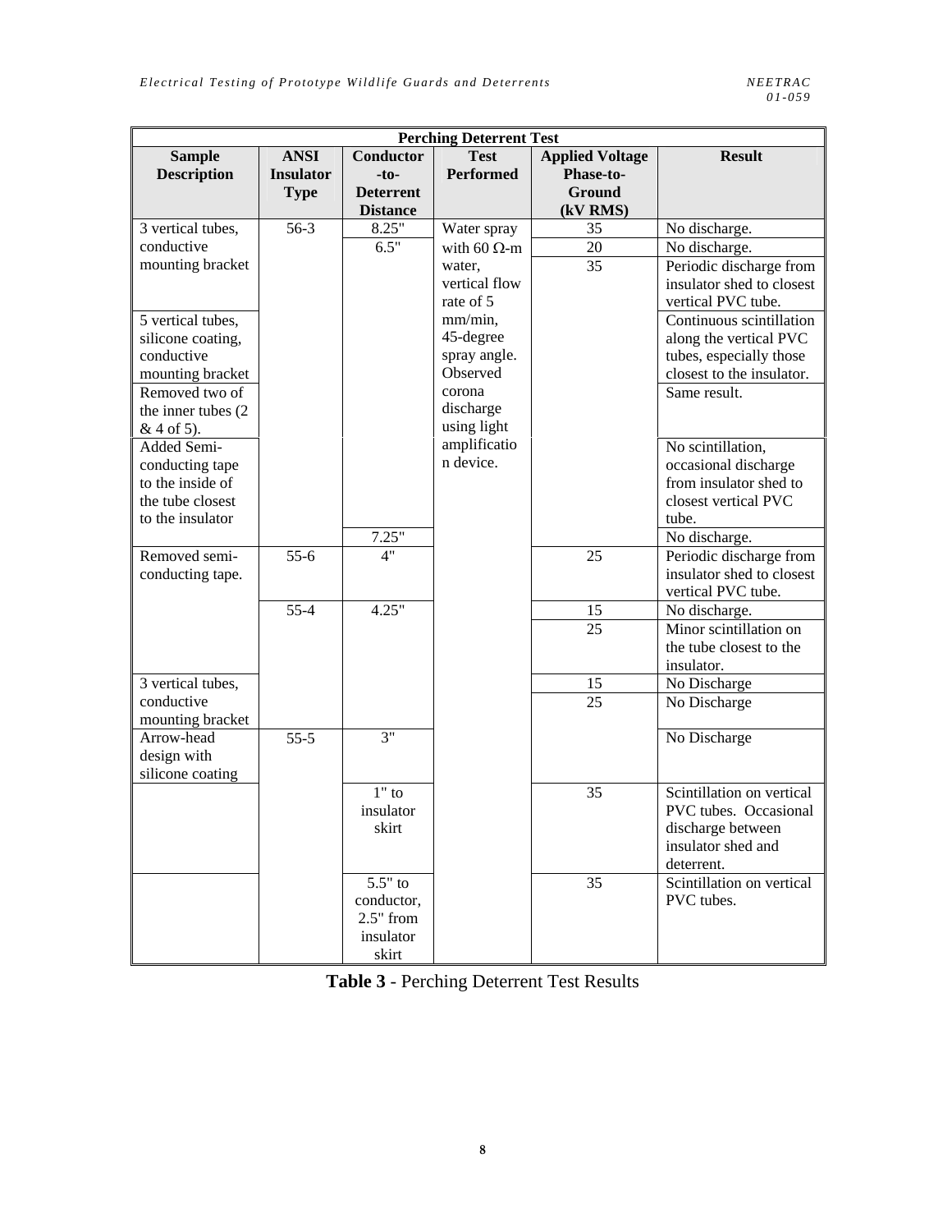| Perching Deterrent Test | | | | | |
|---|---|---|---|---|---|
| **Sample Description** | **ANSI Insulator Type** | **Conductor -to- Deterrent Distance** | **Test Performed** | **Applied Voltage Phase-to-Ground (kV RMS)** | **Result** |
| 3 vertical tubes, conductive mounting bracket | 56-3 | 8.25" | Water spray with 60 Ω-m water, vertical flow rate of 5 mm/min, 45-degree spray angle. Observed corona discharge using light amplification device. | 35 | No discharge. |
| | | 6.5" | | 20 | No discharge. |
| | | | | 35 | Periodic discharge from insulator shed to closest vertical PVC tube. |
| 5 vertical tubes, silicone coating, conductive mounting bracket | | | | | Continuous scintillation along the vertical PVC tubes, especially those closest to the insulator. |
| Removed two of the inner tubes (2 & 4 of 5). | | | | | Same result. |
| Added Semi-conducting tape to the inside of the tube closest to the insulator | | | | | No scintillation, occasional discharge from insulator shed to closest vertical PVC tube. |
| | | 7.25" | | | No discharge. |
| Removed semi-conducting tape. | 55-6 | 4" | | 25 | Periodic discharge from insulator shed to closest vertical PVC tube. |
| | 55-4 | 4.25" | | 15 | No discharge. |
| | | | | 25 | Minor scintillation on the tube closest to the insulator. |
| 3 vertical tubes, conductive mounting bracket | | | | 15 | No Discharge |
| | | | | 25 | No Discharge |
| Arrow-head design with silicone coating | 55-5 | 3" | | | No Discharge |
| | | 1" to insulator skirt | | 35 | Scintillation on vertical PVC tubes. Occasional discharge between insulator shed and deterrent. |
| | | 5.5" to conductor, 2.5" from insulator skirt | | 35 | Scintillation on vertical PVC tubes. |

**Table 3** - Perching Deterrent Test Results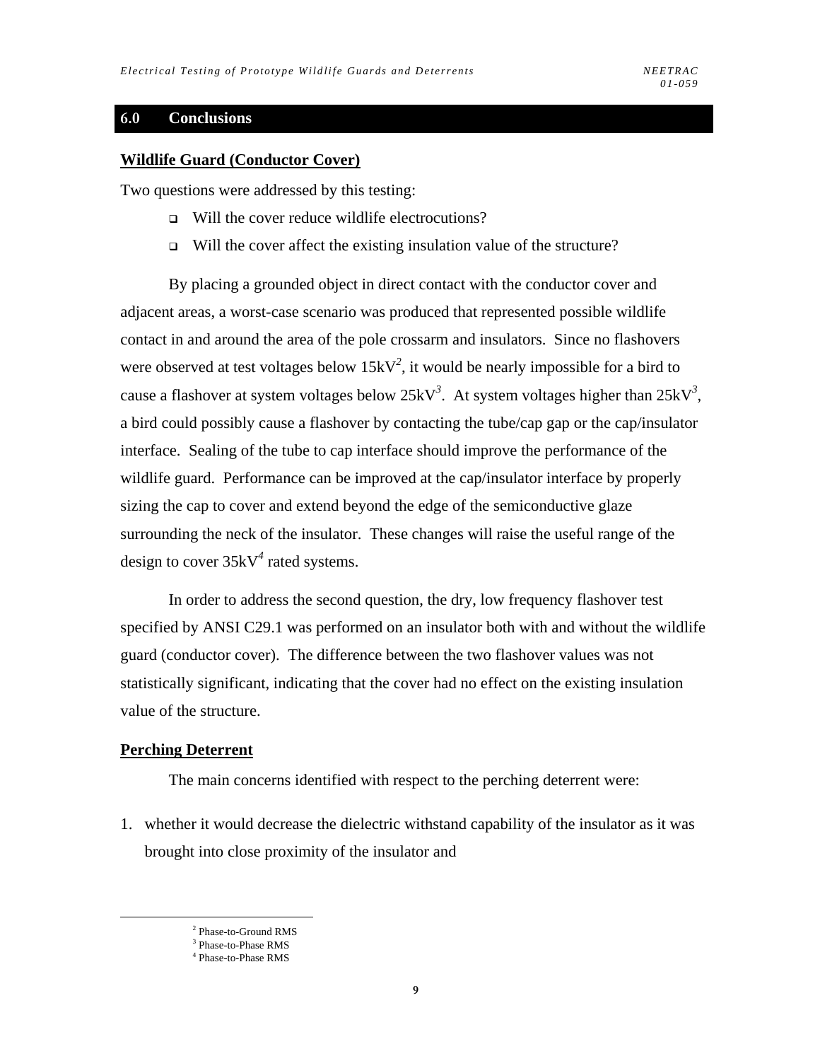## 6.0 Conclusions

**Wildlife Guard (Conductor Cover)**

Two questions were addressed by this testing:

- Will the cover reduce wildlife electrocutions?
- Will the cover affect the existing insulation value of the structure?

By placing a grounded object in direct contact with the conductor cover and adjacent areas, a worst-case scenario was produced that represented possible wildlife contact in and around the area of the pole crossarm and insulators. Since no flashovers were observed at test voltages below 15kV[2], it would be nearly impossible for a bird to cause a flashover at system voltages below 25kV[3]. At system voltages higher than 25kV[3], a bird could possibly cause a flashover by contacting the tube/cap gap or the cap/insulator interface. Sealing of the tube to cap interface should improve the performance of the wildlife guard. Performance can be improved at the cap/insulator interface by properly sizing the cap to cover and extend beyond the edge of the semiconductive glaze surrounding the neck of the insulator. These changes will raise the useful range of the design to cover 35kV[4] rated systems.

In order to address the second question, the dry, low frequency flashover test specified by ANSI C29.1 was performed on an insulator both with and without the wildlife guard (conductor cover). The difference between the two flashover values was not statistically significant, indicating that the cover had no effect on the existing insulation value of the structure.

**Perching Deterrent**

The main concerns identified with respect to the perching deterrent were:

1. whether it would decrease the dielectric withstand capability of the insulator as it was brought into close proximity of the insulator and

[2] Phase-to-Ground RMS
[3] Phase-to-Phase RMS
[4] Phase-to-Phase RMS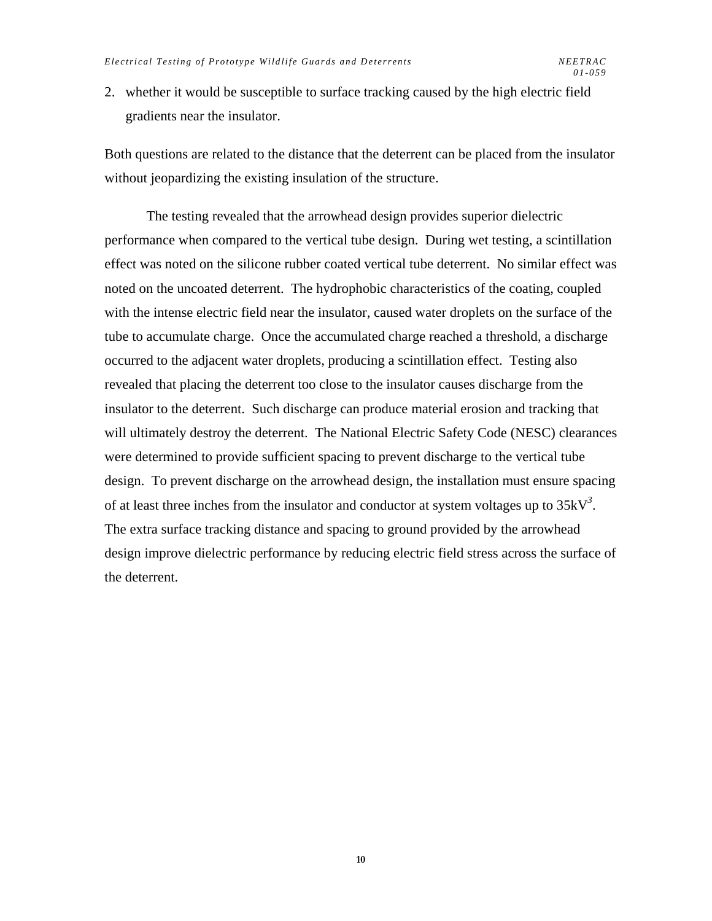2. whether it would be susceptible to surface tracking caused by the high electric field gradients near the insulator.

Both questions are related to the distance that the deterrent can be placed from the insulator without jeopardizing the existing insulation of the structure.

The testing revealed that the arrowhead design provides superior dielectric performance when compared to the vertical tube design. During wet testing, a scintillation effect was noted on the silicone rubber coated vertical tube deterrent. No similar effect was noted on the uncoated deterrent. The hydrophobic characteristics of the coating, coupled with the intense electric field near the insulator, caused water droplets on the surface of the tube to accumulate charge. Once the accumulated charge reached a threshold, a discharge occurred to the adjacent water droplets, producing a scintillation effect. Testing also revealed that placing the deterrent too close to the insulator causes discharge from the insulator to the deterrent. Such discharge can produce material erosion and tracking that will ultimately destroy the deterrent. The National Electric Safety Code (NESC) clearances were determined to provide sufficient spacing to prevent discharge to the vertical tube design. To prevent discharge on the arrowhead design, the installation must ensure spacing of at least three inches from the insulator and conductor at system voltages up to 35kV[3]. The extra surface tracking distance and spacing to ground provided by the arrowhead design improve dielectric performance by reducing electric field stress across the surface of the deterrent.